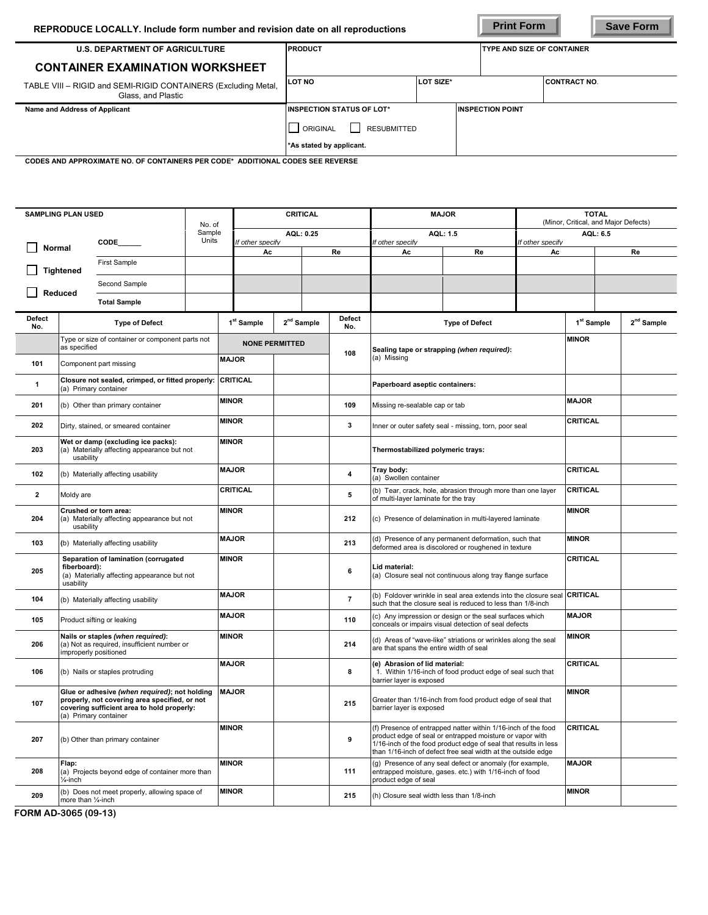REPRODUCE LOCALLY. Include form number and revision date on all reproductions

Print Form | Save Form

| | | | |
|---|---|---|---|
| **U.S. DEPARTMENT OF AGRICULTURE** **CONTAINER EXAMINATION WORKSHEET** TABLE VIII – RIGID and SEMI-RIGID CONTAINERS (Excluding Metal, Glass, and Plastic | **PRODUCT** | | **TYPE AND SIZE OF CONTAINER** |
| | **LOT NO** | **LOT SIZE*** | **CONTRACT NO.** |
| **Name and Address of Applicant** | **INSPECTION STATUS OF LOT*** ☐ ORIGINAL ☐ RESUBMITTED *As stated by applicant. | | **INSPECTION POINT** |

**CODES AND APPROXIMATE NO. OF CONTAINERS PER CODE* ADDITIONAL CODES SEE REVERSE**

| SAMPLING PLAN USED | | No. of Sample Units | CRITICAL AQL: 0.25 *If other specify* | | MAJOR AQL: 1.5 *If other specify* | | TOTAL (Minor, Critical, and Major Defects) AQL: 6.5 *If other specify* | |
|---|---|---|---|---|---|---|---|---|
| ☐ Normal ☐ Tightened ☐ Reduced | CODE______ | | Ac | Re | Ac | Re | Ac | Re |
| | First Sample | | | | | | | |
| | Second Sample | | | | | | | |
| | Total Sample | | | | | | | |

| Defect No. | Type of Defect | 1st Sample | 2nd Sample | Defect No. | Type of Defect | 1st Sample | 2nd Sample |
|---|---|---|---|---|---|---|---|
| | Type or size of container or component parts not as specified | **NONE PERMITTED** | | 108 | **Sealing tape or strapping *(when required)*:** (a) Missing | **MINOR** | |
| 101 | Component part missing | **MAJOR** | | | | | |
| 1 | **Closure not sealed, crimped, or fitted properly:** (a) Primary container | **CRITICAL** | | | **Paperboard aseptic containers:** | | |
| 201 | (b) Other than primary container | **MINOR** | | 109 | Missing re-sealable cap or tab | **MAJOR** | |
| 202 | Dirty, stained, or smeared container | **MINOR** | | 3 | Inner or outer safety seal - missing, torn, poor seal | **CRITICAL** | |
| 203 | **Wet or damp (excluding ice packs):** (a) Materially affecting appearance but not usability | **MINOR** | | | **Thermostabilized polymeric trays:** | | |
| 102 | (b) Materially affecting usability | **MAJOR** | | 4 | **Tray body:** (a) Swollen container | **CRITICAL** | |
| 2 | Moldy are | **CRITICAL** | | 5 | (b) Tear, crack, hole, abrasion through more than one layer of multi-layer laminate for the tray | **CRITICAL** | |
| 204 | **Crushed or torn area:** (a) Materially affecting appearance but not usability | **MINOR** | | 212 | (c) Presence of delamination in multi-layered laminate | **MINOR** | |
| 103 | (b) Materially affecting usability | **MAJOR** | | 213 | (d) Presence of any permanent deformation, such that deformed area is discolored or roughened in texture | **MINOR** | |
| 205 | **Separation of lamination (corrugated fiberboard):** (a) Materially affecting appearance but not usability | **MINOR** | | 6 | **Lid material:** (a) Closure seal not continuous along tray flange surface | **CRITICAL** | |
| 104 | (b) Materially affecting usability | **MAJOR** | | 7 | (b) Foldover wrinkle in seal area extends into the closure seal such that the closure seal is reduced to less than 1/8-inch | **CRITICAL** | |
| 105 | Product sifting or leaking | **MAJOR** | | 110 | (c) Any impression or design or the seal surfaces which conceals or impairs visual detection of seal defects | **MAJOR** | |
| 206 | **Nails or staples *(when required)*:** (a) Not as required, insufficient number or improperly positioned | **MINOR** | | 214 | (d) Areas of "wave-like" striations or wrinkles along the seal are that spans the entire width of seal | **MINOR** | |
| 106 | (b) Nails or staples protruding | **MAJOR** | | 8 | **(e) Abrasion of lid material:** 1. Within 1/16-inch of food product edge of seal such that barrier layer is exposed | **CRITICAL** | |
| 107 | **Glue or adhesive *(when required)*; not holding properly, not covering area specified, or not covering sufficient area to hold properly:** (a) Primary container | **MAJOR** | | 215 | Greater than 1/16-inch from food product edge of seal that barrier layer is exposed | **MINOR** | |
| 207 | (b) Other than primary container | **MINOR** | | 9 | (f) Presence of entrapped natter within 1/16-inch of the food product edge of seal or entrapped moisture or vapor with 1/16-inch of the food product edge of seal that results in less than 1/16-inch of defect free seal width at the outside edge | **CRITICAL** | |
| 208 | **Flap:** (a) Projects beyond edge of container more than ¼-inch | **MINOR** | | 111 | (g) Presence of any seal defect or anomaly (for example, entrapped moisture, gases. etc.) with 1/16-inch of food product edge of seal | **MAJOR** | |
| 209 | (b) Does not meet properly, allowing space of more than ¼-inch | **MINOR** | | 215 | (h) Closure seal width less than 1/8-inch | **MINOR** | |

**FORM AD-3065 (09-13)**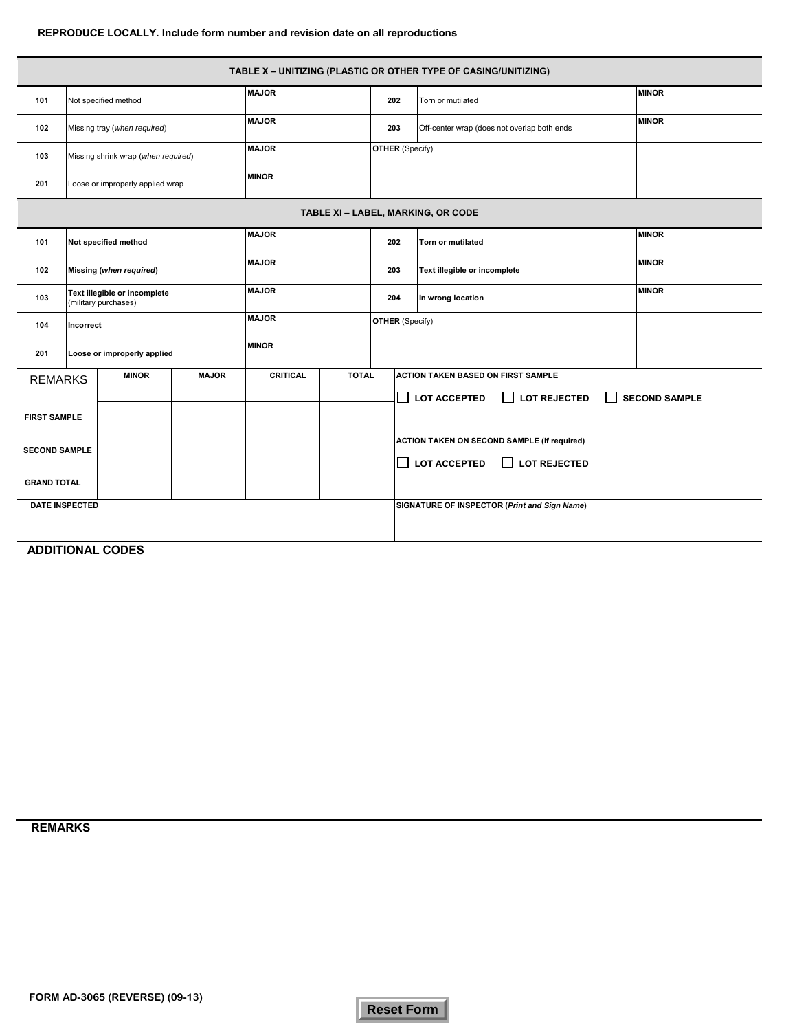REPRODUCE LOCALLY. Include form number and revision date on all reproductions

| TABLE X – UNITIZING (PLASTIC OR OTHER TYPE OF CASING/UNITIZING) | | | | | | | |
|---|---|---|---|---|---|---|---|
| 101 | Not specified method | MAJOR | | 202 | Torn or mutilated | MINOR | |
| 102 | Missing tray (*when required*) | MAJOR | | 203 | Off-center wrap (does not overlap both ends | MINOR | |
| 103 | Missing shrink wrap (*when required*) | MAJOR | | OTHER (Specify) | | | |
| 201 | Loose or improperly applied wrap | MINOR | | | | | |

| TABLE XI – LABEL, MARKING, OR CODE | | | | | | | |
|---|---|---|---|---|---|---|---|
| 101 | **Not specified method** | MAJOR | | 202 | **Torn or mutilated** | MINOR | |
| 102 | **Missing (*when required*)** | MAJOR | | 203 | **Text illegible or incomplete** | MINOR | |
| 103 | **Text illegible or incomplete** (military purchases) | MAJOR | | 204 | **In wrong location** | MINOR | |
| 104 | **Incorrect** | MAJOR | | OTHER (Specify) | | | |
| 201 | **Loose or improperly applied** | MINOR | | | | | |

| REMARKS | MINOR | MAJOR | CRITICAL | TOTAL | ACTION TAKEN BASED ON FIRST SAMPLE |
|---|---|---|---|---|---|
| | | | | | ☐ LOT ACCEPTED ☐ LOT REJECTED ☐ SECOND SAMPLE |
| FIRST SAMPLE | | | | | |
| SECOND SAMPLE | | | | | ACTION TAKEN ON SECOND SAMPLE (If required) ☐ LOT ACCEPTED ☐ LOT REJECTED |
| GRAND TOTAL | | | | | |

| DATE INSPECTED | SIGNATURE OF INSPECTOR (*Print and Sign Name*) |
|---|---|
| | |

**ADDITIONAL CODES**

**REMARKS**

FORM AD-3065 (REVERSE) (09-13)

Reset Form